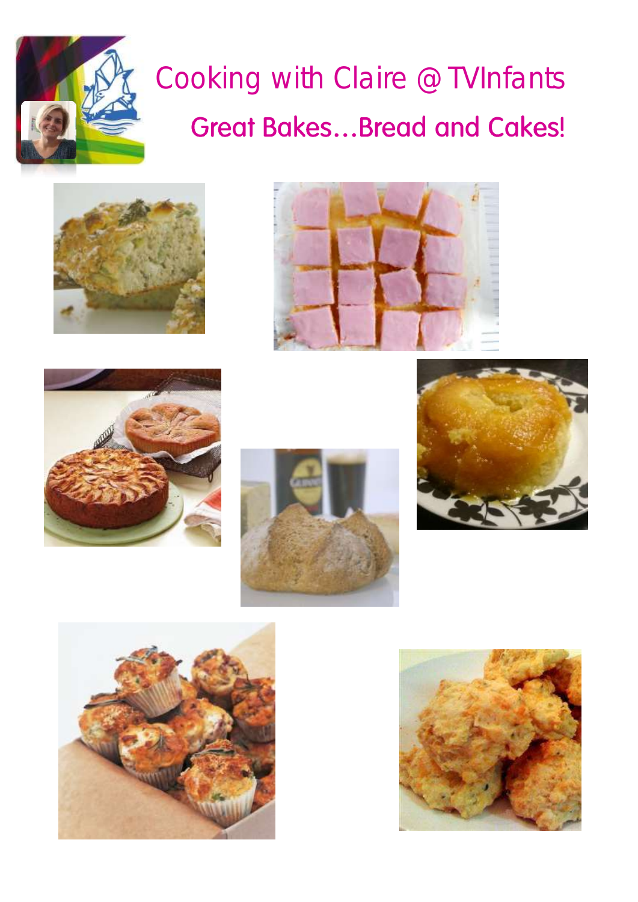# Cooking with Claire @ TVInfants

## Great Bakes…Bread and Cakes!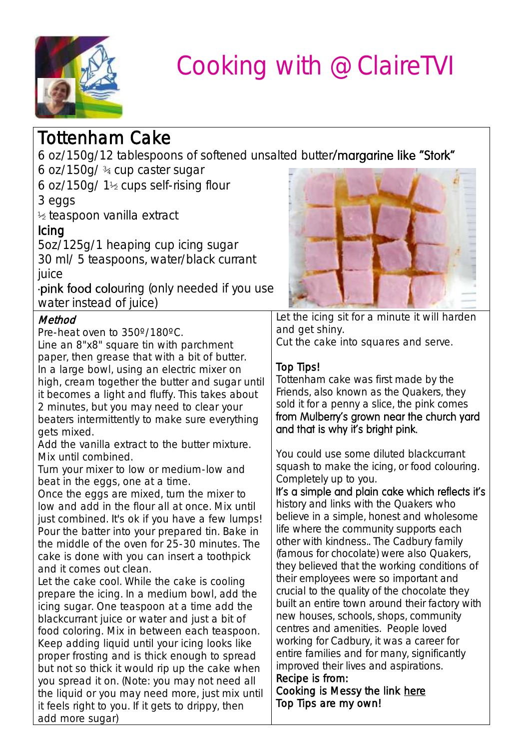# Cooking with @ClaireTVI

## Tottenham Cake

6 oz/150g/12 tablespoons of softened unsalted butter/margarine like "Stork"
6 oz/150g/ ¾ cup caster sugar
6 oz/150g/ 1½ cups self-rising flour
3 eggs
½ teaspoon vanilla extract

### Icing

5oz/125g/1 heaping cup icing sugar
30 ml/ 5 teaspoons, water/black currant juice
·pink food colouring (only needed if you use water instead of juice)

### *Method*

Pre-heat oven to 350º/180ºC.
Line an 8"x8" square tin with parchment paper, then grease that with a bit of butter.
In a large bowl, using an electric mixer on high, cream together the butter and sugar until it becomes a light and fluffy. This takes about 2 minutes, but you may need to clear your beaters intermittently to make sure everything gets mixed.
Add the vanilla extract to the butter mixture. Mix until combined.
Turn your mixer to low or medium-low and beat in the eggs, one at a time.
Once the eggs are mixed, turn the mixer to low and add in the flour all at once. Mix until just combined. It's ok if you have a few lumps!
Pour the batter into your prepared tin. Bake in the middle of the oven for 25-30 minutes. The cake is done with you can insert a toothpick and it comes out clean.
Let the cake cool. While the cake is cooling prepare the icing. In a medium bowl, add the icing sugar. One teaspoon at a time add the blackcurrant juice or water and just a bit of food coloring. Mix in between each teaspoon. Keep adding liquid until your icing looks like proper frosting and is thick enough to spread but not so thick it would rip up the cake when you spread it on. (Note: you may not need all the liquid or you may need more, just mix until it feels right to you. If it gets to drippy, then add more sugar)
Let the icing sit for a minute it will harden and get shiny.
Cut the cake into squares and serve.

### Top Tips!

Tottenham cake was first made by the Friends, also known as the Quakers, they sold it for a penny a slice, the pink comes from Mulberry's grown near the church yard and that is why it's bright pink.

You could use some diluted blackcurrant squash to make the icing, or food colouring. Completely up to you.
It's a simple and plain cake which reflects it's history and links with the Quakers who believe in a simple, honest and wholesome life where the community supports each other with kindness.. The Cadbury family (famous for chocolate) were also Quakers, they believed that the working conditions of their employees were so important and crucial to the quality of the chocolate they built an entire town around their factory with new houses, schools, shops, community centres and amenities. People loved working for Cadbury, it was a career for entire families and for many, significantly improved their lives and aspirations.

**Recipe is from:**
Cooking is Messy the link here
Top Tips are my own!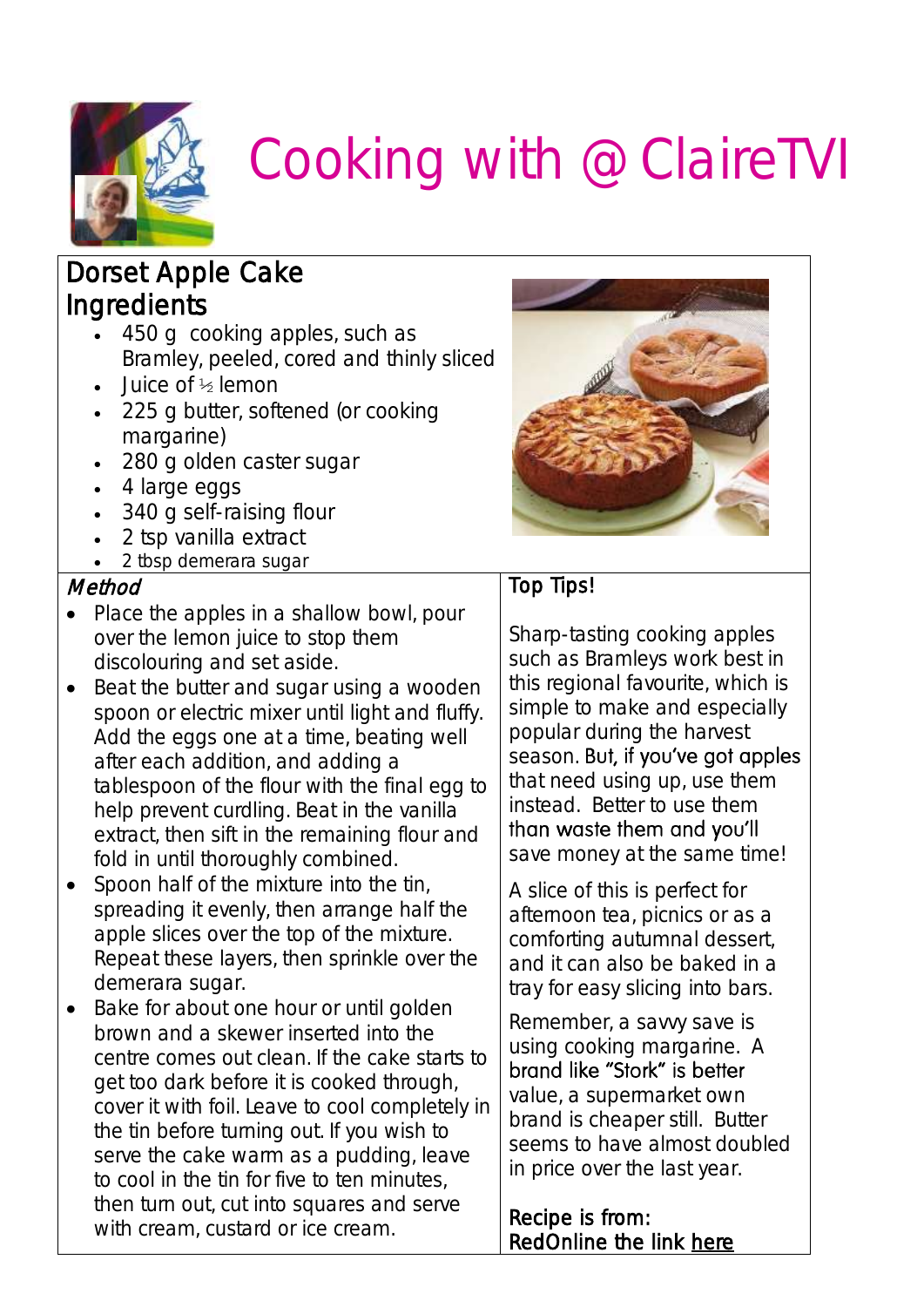# Cooking with @ClaireTVI

## Dorset Apple Cake

### Ingredients

- 450 g cooking apples, such as Bramley, peeled, cored and thinly sliced
- Juice of ½ lemon
- 225 g butter, softened (or cooking margarine)
- 280 g olden caster sugar
- 4 large eggs
- 340 g self-raising flour
- 2 tsp vanilla extract
- 2 tbsp demerara sugar

### *Method*

- Place the apples in a shallow bowl, pour over the lemon juice to stop them discolouring and set aside.
- Beat the butter and sugar using a wooden spoon or electric mixer until light and fluffy. Add the eggs one at a time, beating well after each addition, and adding a tablespoon of the flour with the final egg to help prevent curdling. Beat in the vanilla extract, then sift in the remaining flour and fold in until thoroughly combined.
- Spoon half of the mixture into the tin, spreading it evenly, then arrange half the apple slices over the top of the mixture. Repeat these layers, then sprinkle over the demerara sugar.
- Bake for about one hour or until golden brown and a skewer inserted into the centre comes out clean. If the cake starts to get too dark before it is cooked through, cover it with foil. Leave to cool completely in the tin before turning out. If you wish to serve the cake warm as a pudding, leave to cool in the tin for five to ten minutes, then turn out, cut into squares and serve with cream, custard or ice cream.

### Top Tips!

Sharp-tasting cooking apples such as Bramleys work best in this regional favourite, which is simple to make and especially popular during the harvest season. But, if you've got apples that need using up, use them instead. Better to use them than waste them and you'll save money at the same time!

A slice of this is perfect for afternoon tea, picnics or as a comforting autumnal dessert, and it can also be baked in a tray for easy slicing into bars.

Remember, a savvy save is using cooking margarine. A brand like "Stork" is better value, a supermarket own brand is cheaper still. Butter seems to have almost doubled in price over the last year.

Recipe is from:
RedOnline the link here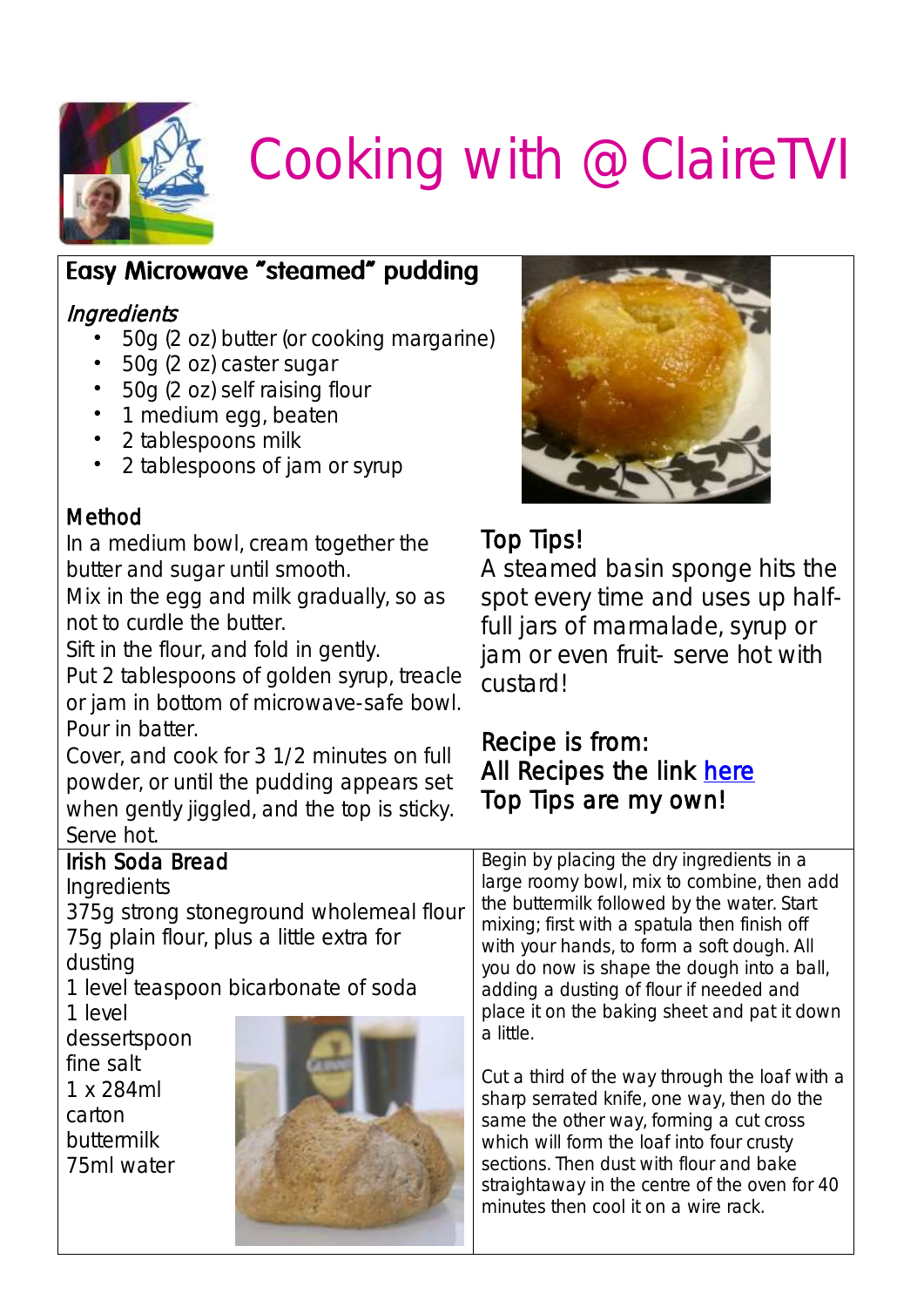# Cooking with @ClaireTVI

## Easy Microwave "steamed" pudding

### *Ingredients*

- 50g (2 oz) butter (or cooking margarine)
- 50g (2 oz) caster sugar
- 50g (2 oz) self raising flour
- 1 medium egg, beaten
- 2 tablespoons milk
- 2 tablespoons of jam or syrup

### Method

In a medium bowl, cream together the butter and sugar until smooth.
Mix in the egg and milk gradually, so as not to curdle the butter.
Sift in the flour, and fold in gently.
Put 2 tablespoons of golden syrup, treacle or jam in bottom of microwave-safe bowl.
Pour in batter.
Cover, and cook for 3 1/2 minutes on full powder, or until the pudding appears set when gently jiggled, and the top is sticky.
Serve hot.

### Top Tips!

A steamed basin sponge hits the spot every time and uses up half-full jars of marmalade, syrup or jam or even fruit- serve hot with custard!

Recipe is from:
All Recipes the link here
Top Tips are my own!

## Irish Soda Bread

Ingredients
375g strong stoneground wholemeal flour
75g plain flour, plus a little extra for dusting
1 level teaspoon bicarbonate of soda
1 level dessertspoon fine salt
1 x 284ml carton buttermilk
75ml water

Begin by placing the dry ingredients in a large roomy bowl, mix to combine, then add the buttermilk followed by the water. Start mixing; first with a spatula then finish off with your hands, to form a soft dough. All you do now is shape the dough into a ball, adding a dusting of flour if needed and place it on the baking sheet and pat it down a little.

Cut a third of the way through the loaf with a sharp serrated knife, one way, then do the same the other way, forming a cut cross which will form the loaf into four crusty sections. Then dust with flour and bake straightaway in the centre of the oven for 40 minutes then cool it on a wire rack.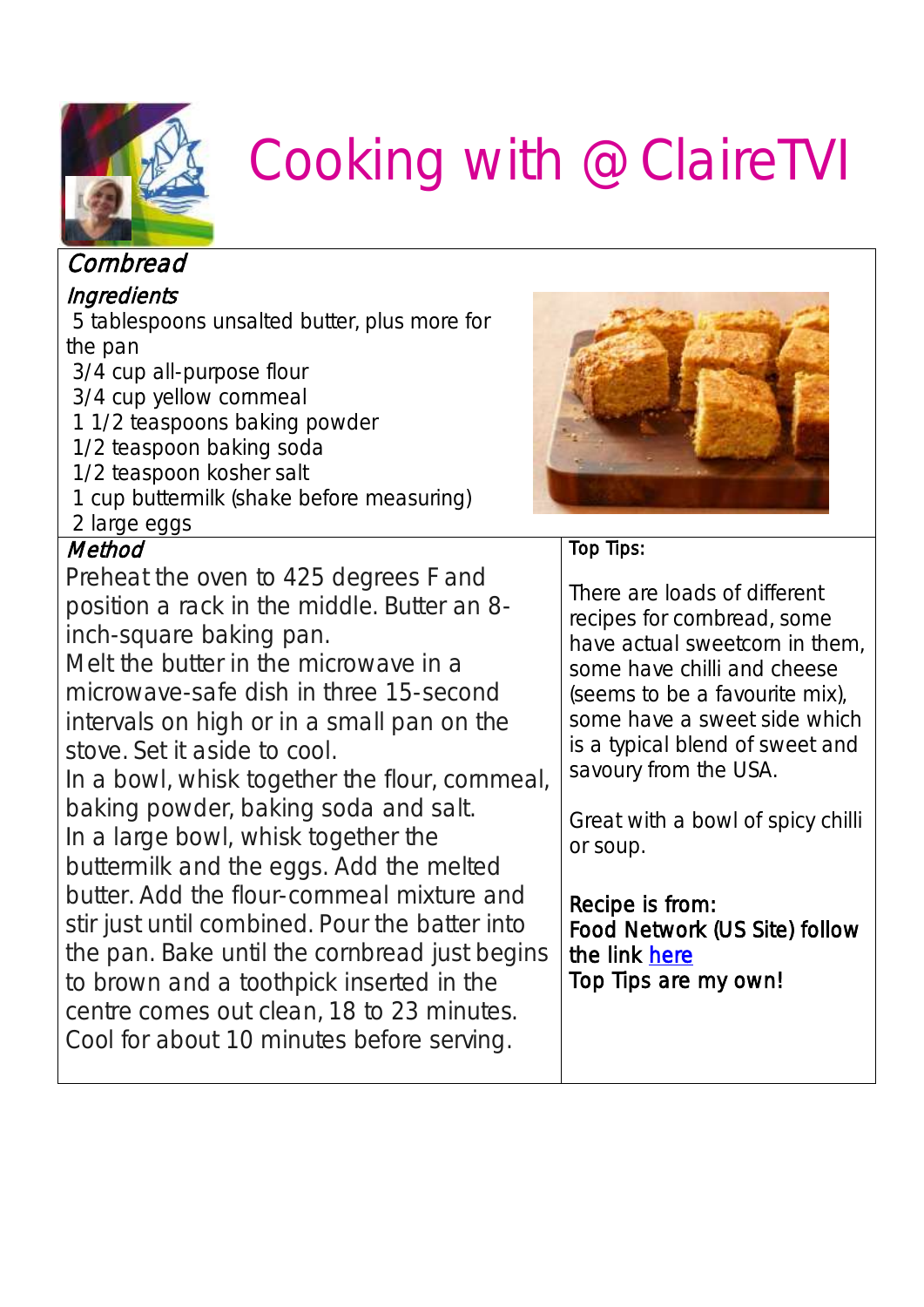# Cooking with @ClaireTVI

## Cornbread

### Ingredients

- 5 tablespoons unsalted butter, plus more for the pan
- 3/4 cup all-purpose flour
- 3/4 cup yellow cornmeal
- 1 1/2 teaspoons baking powder
- 1/2 teaspoon baking soda
- 1/2 teaspoon kosher salt
- 1 cup buttermilk (shake before measuring)
- 2 large eggs

### Method

Preheat the oven to 425 degrees F and position a rack in the middle. Butter an 8-inch-square baking pan.

Melt the butter in the microwave in a microwave-safe dish in three 15-second intervals on high or in a small pan on the stove. Set it aside to cool.

In a bowl, whisk together the flour, cornmeal, baking powder, baking soda and salt.

In a large bowl, whisk together the buttermilk and the eggs. Add the melted butter. Add the flour-cornmeal mixture and stir just until combined. Pour the batter into the pan. Bake until the cornbread just begins to brown and a toothpick inserted in the centre comes out clean, 18 to 23 minutes. Cool for about 10 minutes before serving.

### Top Tips:

There are loads of different recipes for cornbread, some have actual sweetcorn in them, some have chilli and cheese (seems to be a favourite mix), some have a sweet side which is a typical blend of sweet and savoury from the USA.

Great with a bowl of spicy chilli or soup.

Recipe is from:
Food Network (US Site) follow the link here
Top Tips are my own!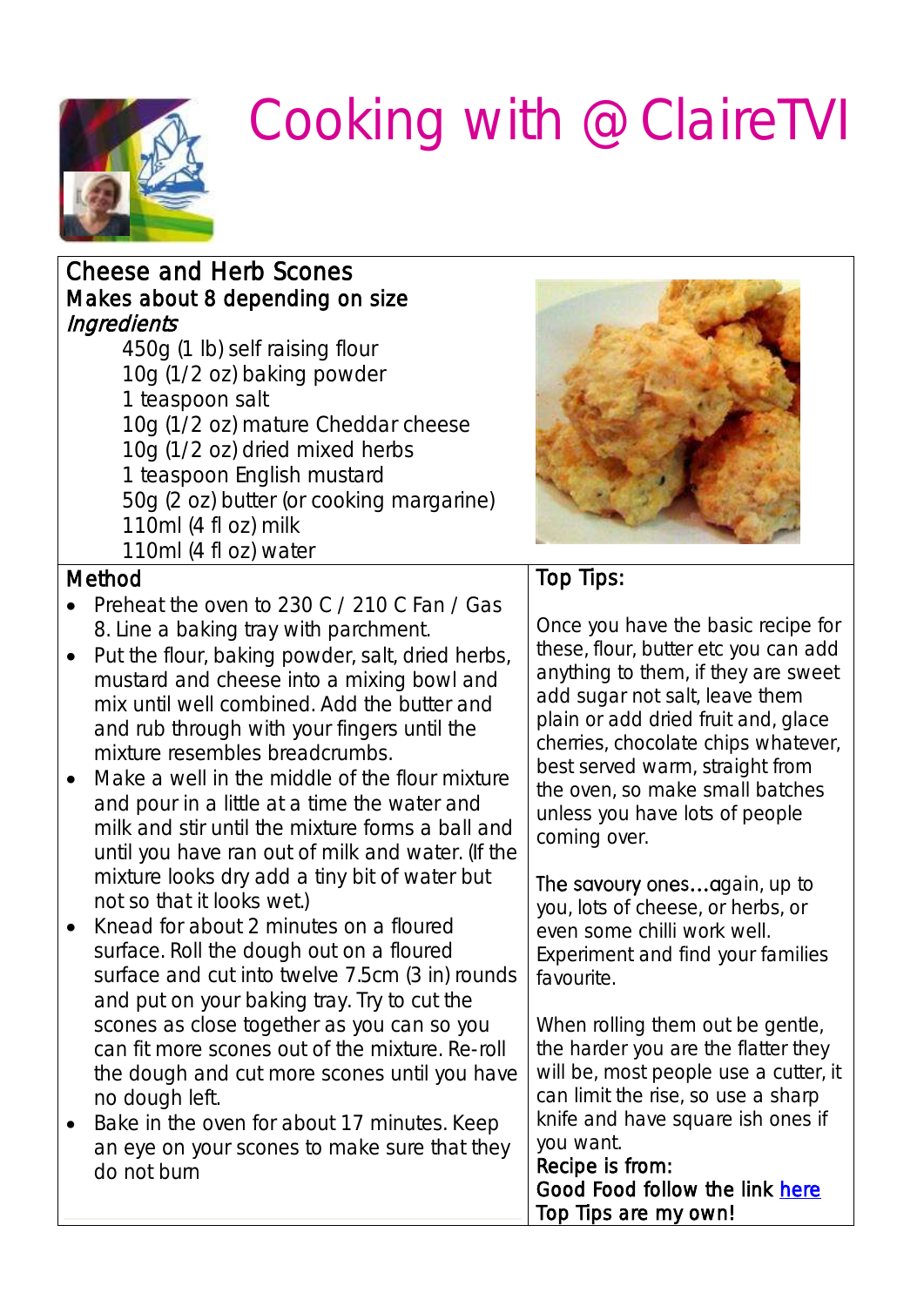# Cooking with @ClaireTVI

## Cheese and Herb Scones

**Makes about 8 depending on size**

*Ingredients*

- 450g (1 lb) self raising flour
- 10g (1/2 oz) baking powder
- 1 teaspoon salt
- 10g (1/2 oz) mature Cheddar cheese
- 10g (1/2 oz) dried mixed herbs
- 1 teaspoon English mustard
- 50g (2 oz) butter (or cooking margarine)
- 110ml (4 fl oz) milk
- 110ml (4 fl oz) water

### Method

- Preheat the oven to 230 C / 210 C Fan / Gas 8. Line a baking tray with parchment.
- Put the flour, baking powder, salt, dried herbs, mustard and cheese into a mixing bowl and mix until well combined. Add the butter and and rub through with your fingers until the mixture resembles breadcrumbs.
- Make a well in the middle of the flour mixture and pour in a little at a time the water and milk and stir until the mixture forms a ball and until you have ran out of milk and water. (If the mixture looks dry add a tiny bit of water but not so that it looks wet.)
- Knead for about 2 minutes on a floured surface. Roll the dough out on a floured surface and cut into twelve 7.5cm (3 in) rounds and put on your baking tray. Try to cut the scones as close together as you can so you can fit more scones out of the mixture. Re-roll the dough and cut more scones until you have no dough left.
- Bake in the oven for about 17 minutes. Keep an eye on your scones to make sure that they do not burn

### Top Tips:

Once you have the basic recipe for these, flour, butter etc you can add anything to them, if they are sweet add sugar not salt, leave them plain or add dried fruit and, glace cherries, chocolate chips whatever, best served warm, straight from the oven, so make small batches unless you have lots of people coming over.

The savoury ones…again, up to you, lots of cheese, or herbs, or even some chilli work well. Experiment and find your families favourite.

When rolling them out be gentle, the harder you are the flatter they will be, most people use a cutter, it can limit the rise, so use a sharp knife and have square ish ones if you want.

Recipe is from:
Good Food follow the link here
Top Tips are my own!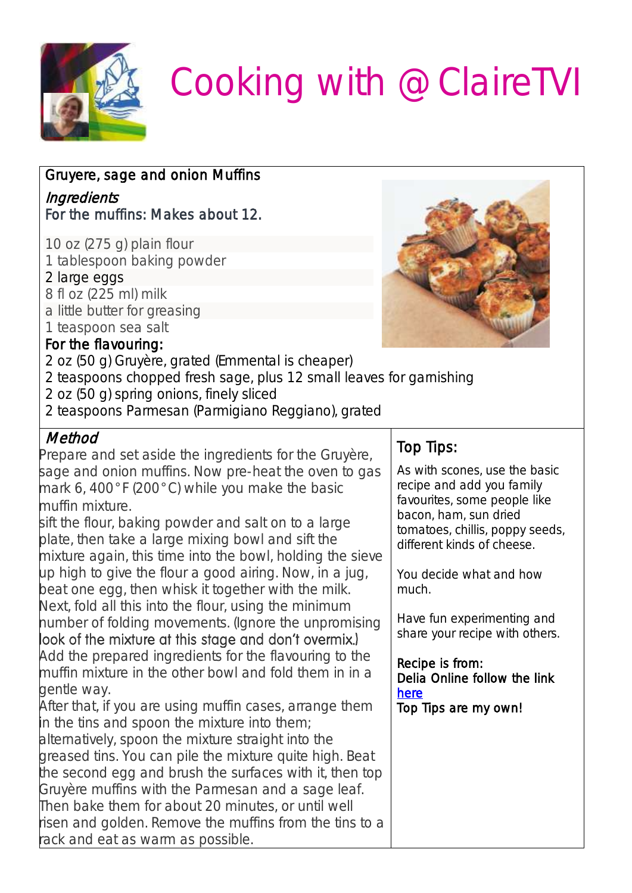# Cooking with @ClaireTVI

## Gruyere, sage and onion Muffins

### *Ingredients*

For the muffins: Makes about 12.

10 oz (275 g) plain flour
1 tablespoon baking powder
2 large eggs
8 fl oz (225 ml) milk
a little butter for greasing
1 teaspoon sea salt

For the flavouring:

2 oz (50 g) Gruyère, grated (Emmental is cheaper)
2 teaspoons chopped fresh sage, plus 12 small leaves for garnishing
2 oz (50 g) spring onions, finely sliced
2 teaspoons Parmesan (Parmigiano Reggiano), grated

### *Method*

Prepare and set aside the ingredients for the Gruyère, sage and onion muffins. Now pre-heat the oven to gas mark 6, 400°F (200°C) while you make the basic muffin mixture.

sift the flour, baking powder and salt on to a large plate, then take a large mixing bowl and sift the mixture again, this time into the bowl, holding the sieve up high to give the flour a good airing. Now, in a jug, beat one egg, then whisk it together with the milk. Next, fold all this into the flour, using the minimum number of folding movements. (Ignore the unpromising look of the mixture at this stage and don't overmix.)

Add the prepared ingredients for the flavouring to the muffin mixture in the other bowl and fold them in in a gentle way.

After that, if you are using muffin cases, arrange them in the tins and spoon the mixture into them; alternatively, spoon the mixture straight into the greased tins. You can pile the mixture quite high. Beat the second egg and brush the surfaces with it, then top Gruyère muffins with the Parmesan and a sage leaf. Then bake them for about 20 minutes, or until well risen and golden. Remove the muffins from the tins to a rack and eat as warm as possible.

### Top Tips:

As with scones, use the basic recipe and add you family favourites, some people like bacon, ham, sun dried tomatoes, chillis, poppy seeds, different kinds of cheese.

You decide what and how much.

Have fun experimenting and share your recipe with others.

Recipe is from:
Delia Online follow the link
here
Top Tips are my own!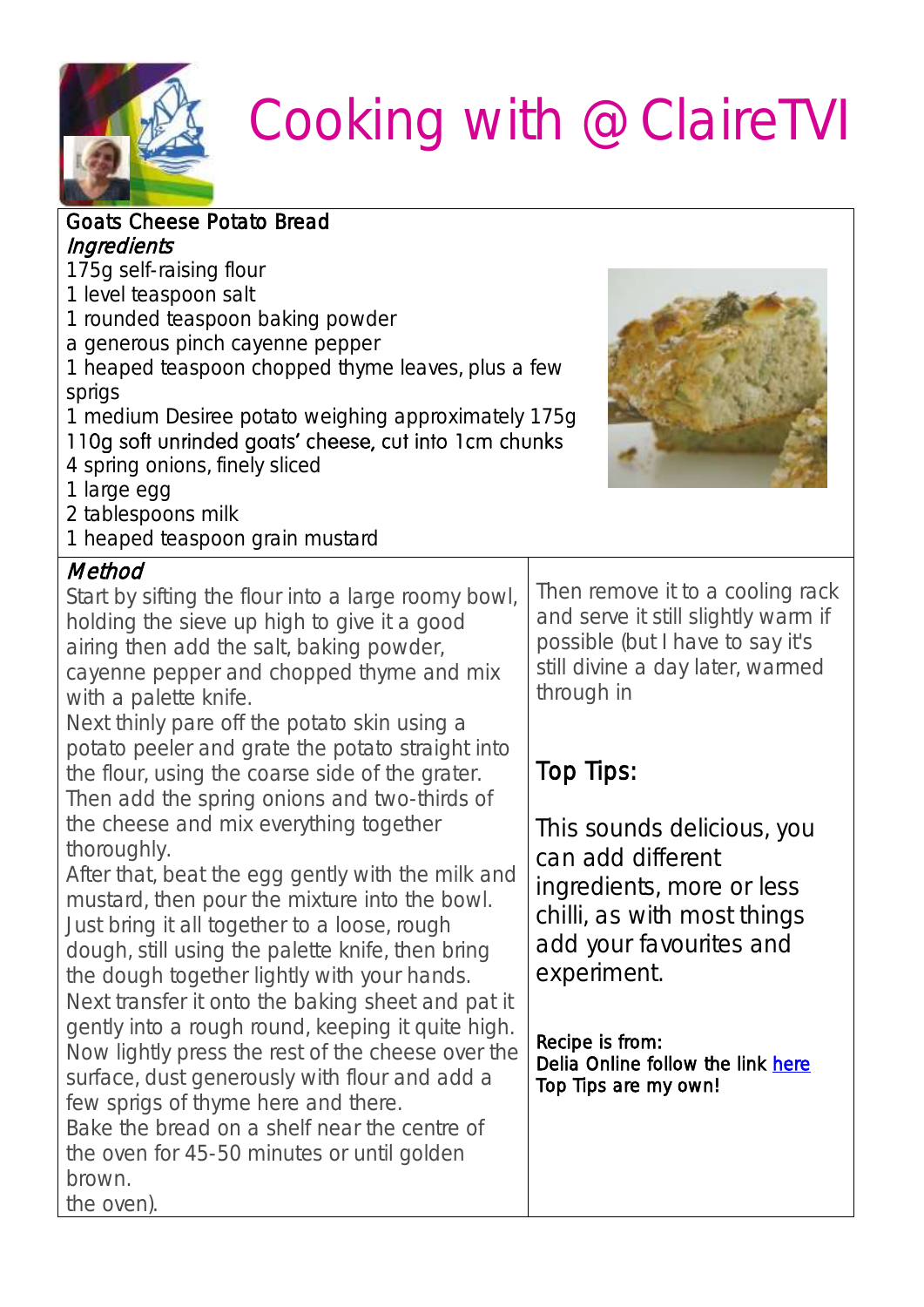# Cooking with @ClaireTVI

## Goats Cheese Potato Bread

*Ingredients*

175g self-raising flour
1 level teaspoon salt
1 rounded teaspoon baking powder
a generous pinch cayenne pepper
1 heaped teaspoon chopped thyme leaves, plus a few sprigs
1 medium Desiree potato weighing approximately 175g
110g soft unrinded goats' cheese, cut into 1cm chunks
4 spring onions, finely sliced
1 large egg
2 tablespoons milk
1 heaped teaspoon grain mustard

*Method*

Start by sifting the flour into a large roomy bowl, holding the sieve up high to give it a good airing then add the salt, baking powder, cayenne pepper and chopped thyme and mix with a palette knife.
Next thinly pare off the potato skin using a potato peeler and grate the potato straight into the flour, using the coarse side of the grater. Then add the spring onions and two-thirds of the cheese and mix everything together thoroughly.
After that, beat the egg gently with the milk and mustard, then pour the mixture into the bowl. Just bring it all together to a loose, rough dough, still using the palette knife, then bring the dough together lightly with your hands.
Next transfer it onto the baking sheet and pat it gently into a rough round, keeping it quite high. Now lightly press the rest of the cheese over the surface, dust generously with flour and add a few sprigs of thyme here and there.
Bake the bread on a shelf near the centre of the oven for 45-50 minutes or until golden brown.
the oven).

Then remove it to a cooling rack and serve it still slightly warm if possible (but I have to say it's still divine a day later, warmed through in

## Top Tips:

This sounds delicious, you can add different ingredients, more or less chilli, as with most things add your favourites and experiment.

Recipe is from:
Delia Online follow the link here
Top Tips are my own!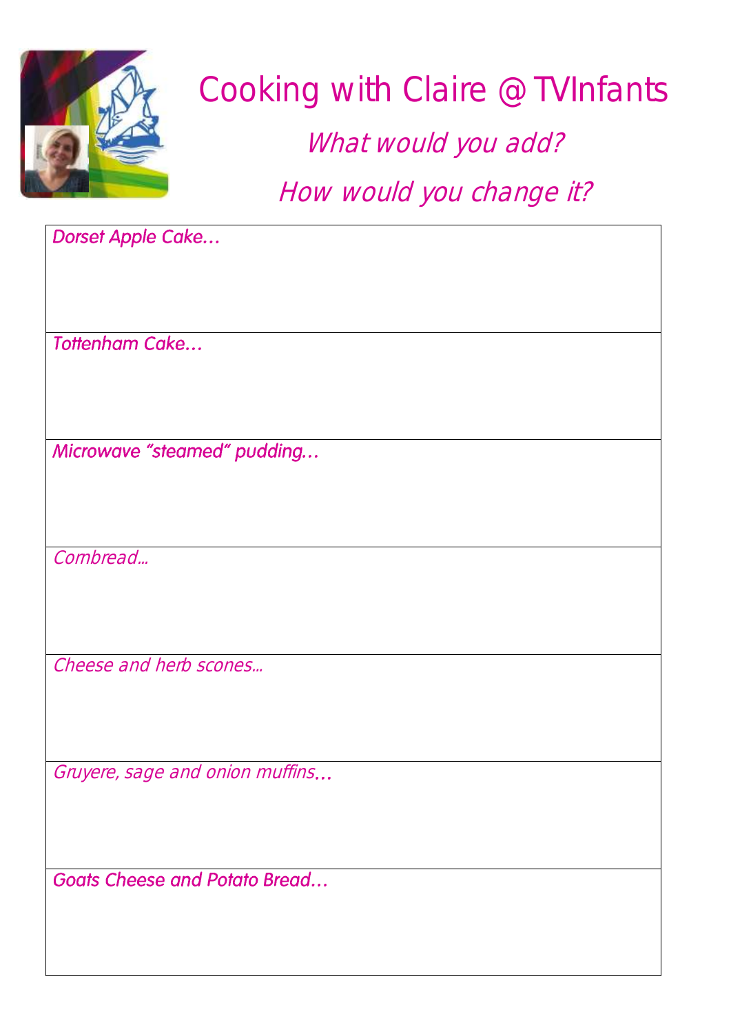# Cooking with Claire @ TVInfants

*What would you add?*

*How would you change it?*

| |
|---|
| *Dorset Apple Cake…* |
| *Tottenham Cake…* |
| *Microwave "steamed" pudding…* |
| *Cornbread…* |
| *Cheese and herb scones…* |
| *Gruyere, sage and onion muffins…* |
| *Goats Cheese and Potato Bread…* |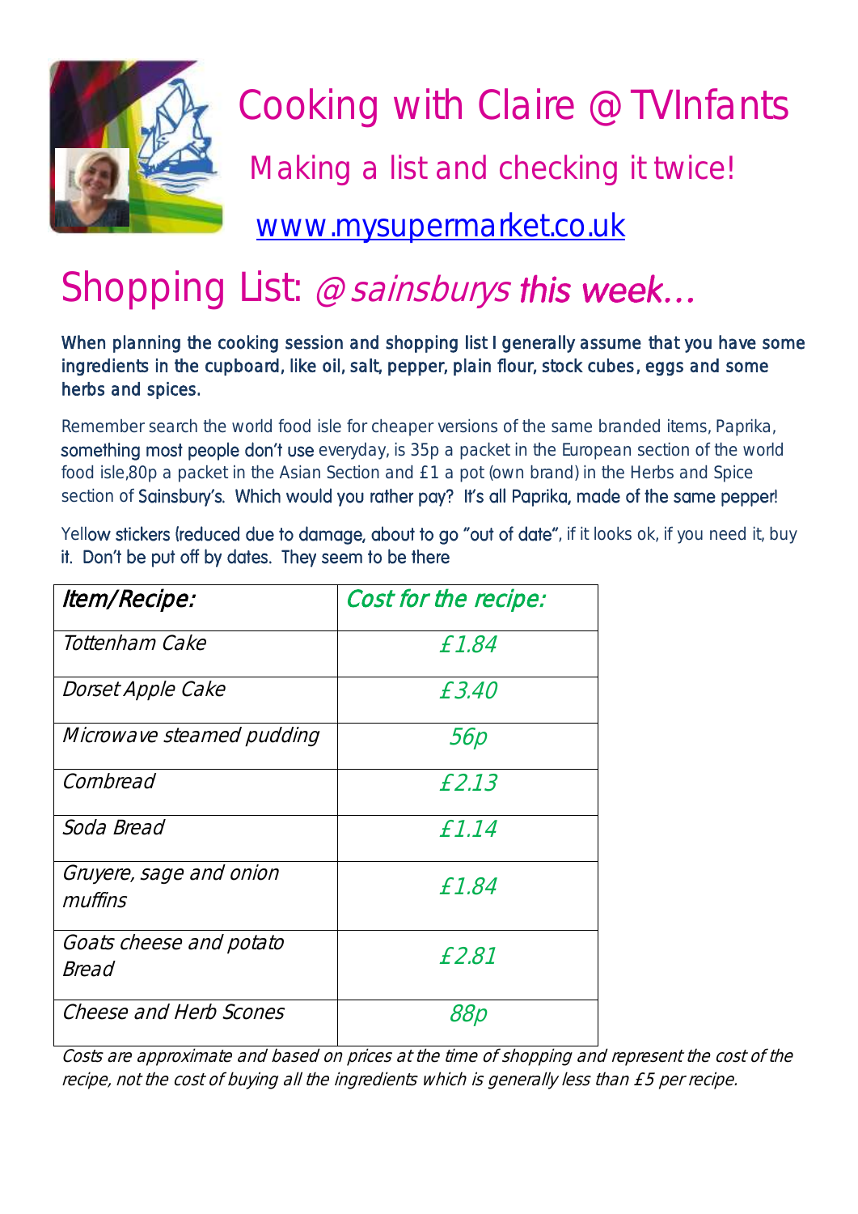# Cooking with Claire @ TVInfants

## Making a list and checking it twice!

[www.mysupermarket.co.uk](http://www.mysupermarket.co.uk)

# Shopping List: *@sainsburys this week…*

When planning the cooking session and shopping list I generally assume that you have some ingredients in the cupboard, like oil, salt, pepper, plain flour, stock cubes, eggs and some herbs and spices.

Remember search the world food isle for cheaper versions of the same branded items, Paprika, something most people don't use everyday, is 35p a packet in the European section of the world food isle,80p a packet in the Asian Section and £1 a pot (own brand) in the Herbs and Spice section of Sainsbury's. Which would you rather pay? It's all Paprika, made of the same pepper!

Yellow stickers (reduced due to damage, about to go "out of date", if it looks ok, if you need it, buy it. Don't be put off by dates. They seem to be there

| *Item/Recipe:* | *Cost for the recipe:* |
|---|---|
| *Tottenham Cake* | *£1.84* |
| *Dorset Apple Cake* | *£3.40* |
| *Microwave steamed pudding* | *56p* |
| *Cornbread* | *£2.13* |
| *Soda Bread* | *£1.14* |
| *Gruyere, sage and onion muffins* | *£1.84* |
| *Goats cheese and potato Bread* | *£2.81* |
| *Cheese and Herb Scones* | *88p* |

*Costs are approximate and based on prices at the time of shopping and represent the cost of the recipe, not the cost of buying all the ingredients which is generally less than £5 per recipe.*